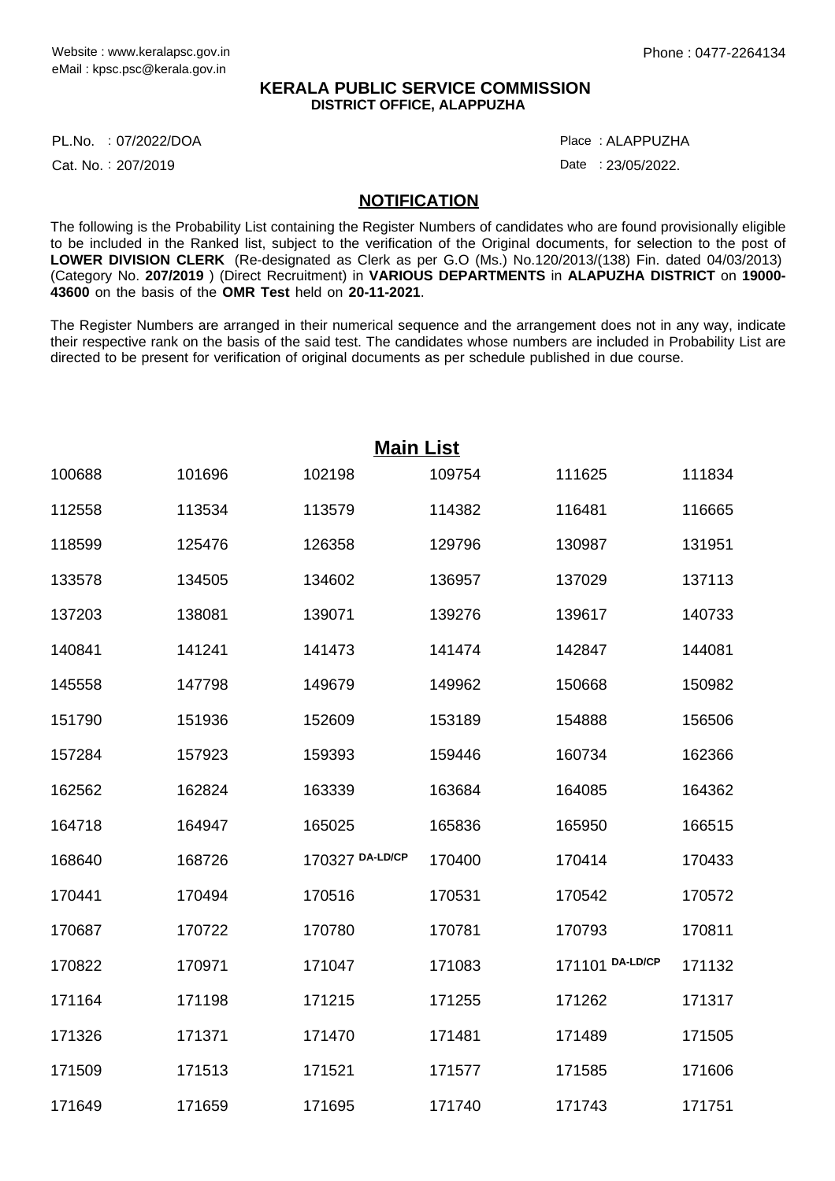Website : www.keralapsc.gov.in
eMail : kpsc.psc@kerala.gov.in

Phone : 0477-2264134

**KERALA PUBLIC SERVICE COMMISSION**
**DISTRICT OFFICE, ALAPPUZHA**

PL.No. : 07/2022/DOA
Cat. No. : 207/2019

Place : ALAPPUZHA
Date : 23/05/2022.

## NOTIFICATION

The following is the Probability List containing the Register Numbers of candidates who are found provisionally eligible to be included in the Ranked list, subject to the verification of the Original documents, for selection to the post of **LOWER DIVISION CLERK** (Re-designated as Clerk as per G.O (Ms.) No.120/2013/(138) Fin. dated 04/03/2013) (Category No. **207/2019** ) (Direct Recruitment) in **VARIOUS DEPARTMENTS** in **ALAPUZHA DISTRICT** on **19000-43600** on the basis of the **OMR Test** held on **20-11-2021**.

The Register Numbers are arranged in their numerical sequence and the arrangement does not in any way, indicate their respective rank on the basis of the said test. The candidates whose numbers are included in Probability List are directed to be present for verification of original documents as per schedule published in due course.

## Main List

| | | | | | |
|---|---|---|---|---|---|
| 100688 | 101696 | 102198 | 109754 | 111625 | 111834 |
| 112558 | 113534 | 113579 | 114382 | 116481 | 116665 |
| 118599 | 125476 | 126358 | 129796 | 130987 | 131951 |
| 133578 | 134505 | 134602 | 136957 | 137029 | 137113 |
| 137203 | 138081 | 139071 | 139276 | 139617 | 140733 |
| 140841 | 141241 | 141473 | 141474 | 142847 | 144081 |
| 145558 | 147798 | 149679 | 149962 | 150668 | 150982 |
| 151790 | 151936 | 152609 | 153189 | 154888 | 156506 |
| 157284 | 157923 | 159393 | 159446 | 160734 | 162366 |
| 162562 | 162824 | 163339 | 163684 | 164085 | 164362 |
| 164718 | 164947 | 165025 | 165836 | 165950 | 166515 |
| 168640 | 168726 | 170327 DA-LD/CP | 170400 | 170414 | 170433 |
| 170441 | 170494 | 170516 | 170531 | 170542 | 170572 |
| 170687 | 170722 | 170780 | 170781 | 170793 | 170811 |
| 170822 | 170971 | 171047 | 171083 | 171101 DA-LD/CP | 171132 |
| 171164 | 171198 | 171215 | 171255 | 171262 | 171317 |
| 171326 | 171371 | 171470 | 171481 | 171489 | 171505 |
| 171509 | 171513 | 171521 | 171577 | 171585 | 171606 |
| 171649 | 171659 | 171695 | 171740 | 171743 | 171751 |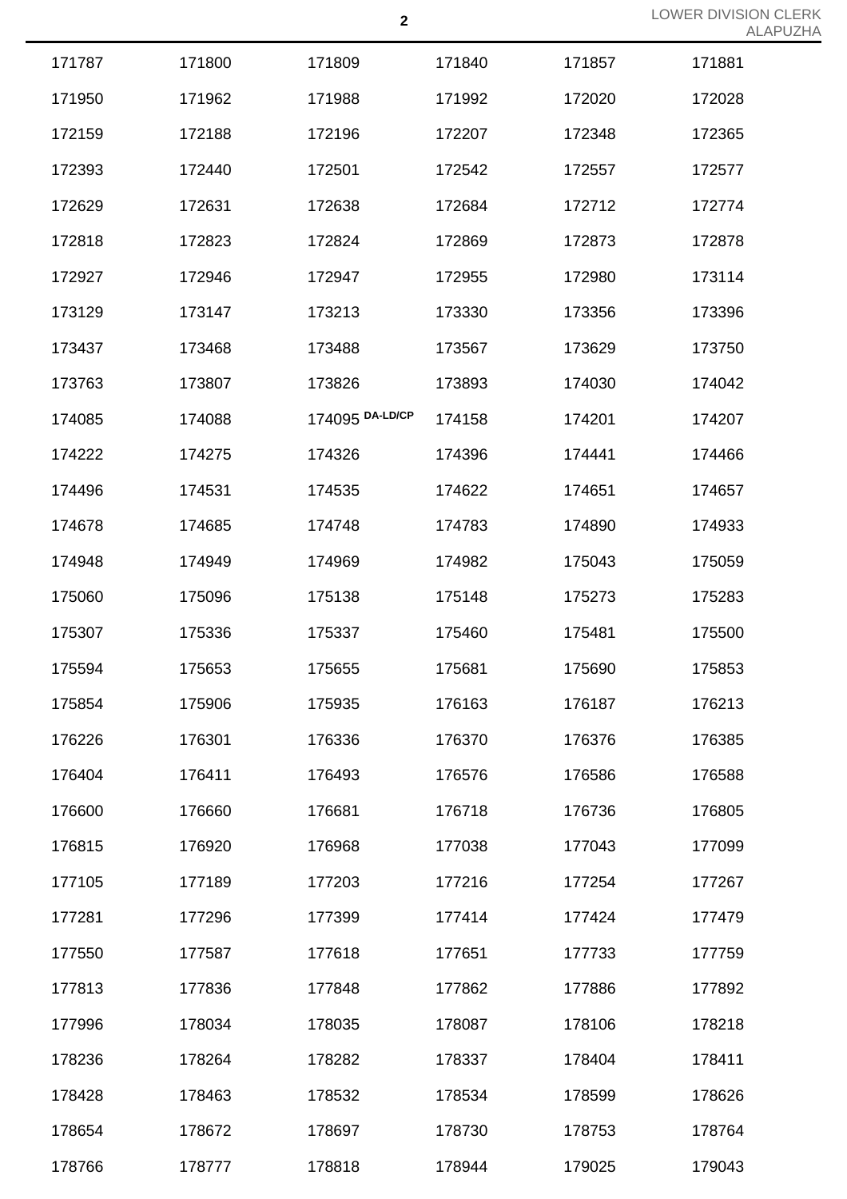| | | | | | |
|---|---|---|---|---|---|
| 171787 | 171800 | 171809 | 171840 | 171857 | 171881 |
| 171950 | 171962 | 171988 | 171992 | 172020 | 172028 |
| 172159 | 172188 | 172196 | 172207 | 172348 | 172365 |
| 172393 | 172440 | 172501 | 172542 | 172557 | 172577 |
| 172629 | 172631 | 172638 | 172684 | 172712 | 172774 |
| 172818 | 172823 | 172824 | 172869 | 172873 | 172878 |
| 172927 | 172946 | 172947 | 172955 | 172980 | 173114 |
| 173129 | 173147 | 173213 | 173330 | 173356 | 173396 |
| 173437 | 173468 | 173488 | 173567 | 173629 | 173750 |
| 173763 | 173807 | 173826 | 173893 | 174030 | 174042 |
| 174085 | 174088 | 174095 **DA-LD/CP** | 174158 | 174201 | 174207 |
| 174222 | 174275 | 174326 | 174396 | 174441 | 174466 |
| 174496 | 174531 | 174535 | 174622 | 174651 | 174657 |
| 174678 | 174685 | 174748 | 174783 | 174890 | 174933 |
| 174948 | 174949 | 174969 | 174982 | 175043 | 175059 |
| 175060 | 175096 | 175138 | 175148 | 175273 | 175283 |
| 175307 | 175336 | 175337 | 175460 | 175481 | 175500 |
| 175594 | 175653 | 175655 | 175681 | 175690 | 175853 |
| 175854 | 175906 | 175935 | 176163 | 176187 | 176213 |
| 176226 | 176301 | 176336 | 176370 | 176376 | 176385 |
| 176404 | 176411 | 176493 | 176576 | 176586 | 176588 |
| 176600 | 176660 | 176681 | 176718 | 176736 | 176805 |
| 176815 | 176920 | 176968 | 177038 | 177043 | 177099 |
| 177105 | 177189 | 177203 | 177216 | 177254 | 177267 |
| 177281 | 177296 | 177399 | 177414 | 177424 | 177479 |
| 177550 | 177587 | 177618 | 177651 | 177733 | 177759 |
| 177813 | 177836 | 177848 | 177862 | 177886 | 177892 |
| 177996 | 178034 | 178035 | 178087 | 178106 | 178218 |
| 178236 | 178264 | 178282 | 178337 | 178404 | 178411 |
| 178428 | 178463 | 178532 | 178534 | 178599 | 178626 |
| 178654 | 178672 | 178697 | 178730 | 178753 | 178764 |
| 178766 | 178777 | 178818 | 178944 | 179025 | 179043 |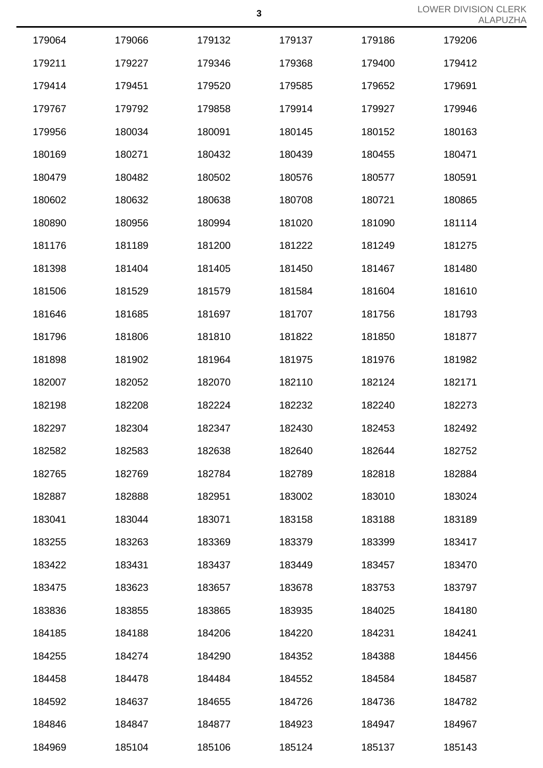| 179064 | 179066 | 179132 | 179137 | 179186 | 179206 |
|---|---|---|---|---|---|
| 179211 | 179227 | 179346 | 179368 | 179400 | 179412 |
| 179414 | 179451 | 179520 | 179585 | 179652 | 179691 |
| 179767 | 179792 | 179858 | 179914 | 179927 | 179946 |
| 179956 | 180034 | 180091 | 180145 | 180152 | 180163 |
| 180169 | 180271 | 180432 | 180439 | 180455 | 180471 |
| 180479 | 180482 | 180502 | 180576 | 180577 | 180591 |
| 180602 | 180632 | 180638 | 180708 | 180721 | 180865 |
| 180890 | 180956 | 180994 | 181020 | 181090 | 181114 |
| 181176 | 181189 | 181200 | 181222 | 181249 | 181275 |
| 181398 | 181404 | 181405 | 181450 | 181467 | 181480 |
| 181506 | 181529 | 181579 | 181584 | 181604 | 181610 |
| 181646 | 181685 | 181697 | 181707 | 181756 | 181793 |
| 181796 | 181806 | 181810 | 181822 | 181850 | 181877 |
| 181898 | 181902 | 181964 | 181975 | 181976 | 181982 |
| 182007 | 182052 | 182070 | 182110 | 182124 | 182171 |
| 182198 | 182208 | 182224 | 182232 | 182240 | 182273 |
| 182297 | 182304 | 182347 | 182430 | 182453 | 182492 |
| 182582 | 182583 | 182638 | 182640 | 182644 | 182752 |
| 182765 | 182769 | 182784 | 182789 | 182818 | 182884 |
| 182887 | 182888 | 182951 | 183002 | 183010 | 183024 |
| 183041 | 183044 | 183071 | 183158 | 183188 | 183189 |
| 183255 | 183263 | 183369 | 183379 | 183399 | 183417 |
| 183422 | 183431 | 183437 | 183449 | 183457 | 183470 |
| 183475 | 183623 | 183657 | 183678 | 183753 | 183797 |
| 183836 | 183855 | 183865 | 183935 | 184025 | 184180 |
| 184185 | 184188 | 184206 | 184220 | 184231 | 184241 |
| 184255 | 184274 | 184290 | 184352 | 184388 | 184456 |
| 184458 | 184478 | 184484 | 184552 | 184584 | 184587 |
| 184592 | 184637 | 184655 | 184726 | 184736 | 184782 |
| 184846 | 184847 | 184877 | 184923 | 184947 | 184967 |
| 184969 | 185104 | 185106 | 185124 | 185137 | 185143 |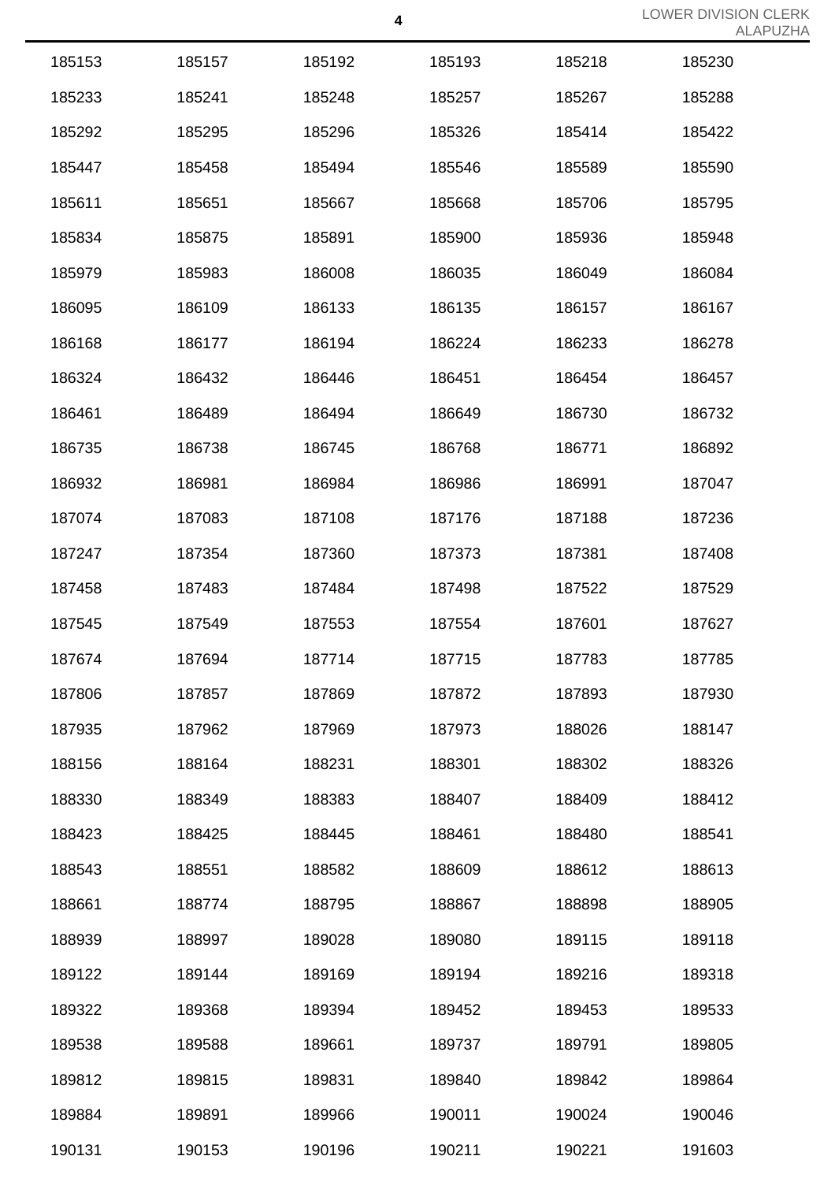| | | | | | |
|---|---|---|---|---|---|
| 185153 | 185157 | 185192 | 185193 | 185218 | 185230 |
| 185233 | 185241 | 185248 | 185257 | 185267 | 185288 |
| 185292 | 185295 | 185296 | 185326 | 185414 | 185422 |
| 185447 | 185458 | 185494 | 185546 | 185589 | 185590 |
| 185611 | 185651 | 185667 | 185668 | 185706 | 185795 |
| 185834 | 185875 | 185891 | 185900 | 185936 | 185948 |
| 185979 | 185983 | 186008 | 186035 | 186049 | 186084 |
| 186095 | 186109 | 186133 | 186135 | 186157 | 186167 |
| 186168 | 186177 | 186194 | 186224 | 186233 | 186278 |
| 186324 | 186432 | 186446 | 186451 | 186454 | 186457 |
| 186461 | 186489 | 186494 | 186649 | 186730 | 186732 |
| 186735 | 186738 | 186745 | 186768 | 186771 | 186892 |
| 186932 | 186981 | 186984 | 186986 | 186991 | 187047 |
| 187074 | 187083 | 187108 | 187176 | 187188 | 187236 |
| 187247 | 187354 | 187360 | 187373 | 187381 | 187408 |
| 187458 | 187483 | 187484 | 187498 | 187522 | 187529 |
| 187545 | 187549 | 187553 | 187554 | 187601 | 187627 |
| 187674 | 187694 | 187714 | 187715 | 187783 | 187785 |
| 187806 | 187857 | 187869 | 187872 | 187893 | 187930 |
| 187935 | 187962 | 187969 | 187973 | 188026 | 188147 |
| 188156 | 188164 | 188231 | 188301 | 188302 | 188326 |
| 188330 | 188349 | 188383 | 188407 | 188409 | 188412 |
| 188423 | 188425 | 188445 | 188461 | 188480 | 188541 |
| 188543 | 188551 | 188582 | 188609 | 188612 | 188613 |
| 188661 | 188774 | 188795 | 188867 | 188898 | 188905 |
| 188939 | 188997 | 189028 | 189080 | 189115 | 189118 |
| 189122 | 189144 | 189169 | 189194 | 189216 | 189318 |
| 189322 | 189368 | 189394 | 189452 | 189453 | 189533 |
| 189538 | 189588 | 189661 | 189737 | 189791 | 189805 |
| 189812 | 189815 | 189831 | 189840 | 189842 | 189864 |
| 189884 | 189891 | 189966 | 190011 | 190024 | 190046 |
| 190131 | 190153 | 190196 | 190211 | 190221 | 191603 |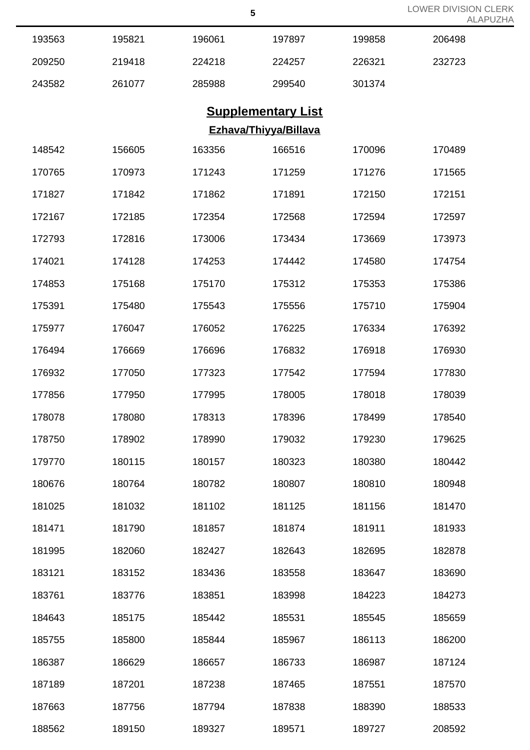| | | | | | |
|---|---|---|---|---|---|
| 193563 | 195821 | 196061 | 197897 | 199858 | 206498 |
| 209250 | 219418 | 224218 | 224257 | 226321 | 232723 |
| 243582 | 261077 | 285988 | 299540 | 301374 | |

## Supplementary List

### Ezhava/Thiyya/Billava

| | | | | | |
|---|---|---|---|---|---|
| 148542 | 156605 | 163356 | 166516 | 170096 | 170489 |
| 170765 | 170973 | 171243 | 171259 | 171276 | 171565 |
| 171827 | 171842 | 171862 | 171891 | 172150 | 172151 |
| 172167 | 172185 | 172354 | 172568 | 172594 | 172597 |
| 172793 | 172816 | 173006 | 173434 | 173669 | 173973 |
| 174021 | 174128 | 174253 | 174442 | 174580 | 174754 |
| 174853 | 175168 | 175170 | 175312 | 175353 | 175386 |
| 175391 | 175480 | 175543 | 175556 | 175710 | 175904 |
| 175977 | 176047 | 176052 | 176225 | 176334 | 176392 |
| 176494 | 176669 | 176696 | 176832 | 176918 | 176930 |
| 176932 | 177050 | 177323 | 177542 | 177594 | 177830 |
| 177856 | 177950 | 177995 | 178005 | 178018 | 178039 |
| 178078 | 178080 | 178313 | 178396 | 178499 | 178540 |
| 178750 | 178902 | 178990 | 179032 | 179230 | 179625 |
| 179770 | 180115 | 180157 | 180323 | 180380 | 180442 |
| 180676 | 180764 | 180782 | 180807 | 180810 | 180948 |
| 181025 | 181032 | 181102 | 181125 | 181156 | 181470 |
| 181471 | 181790 | 181857 | 181874 | 181911 | 181933 |
| 181995 | 182060 | 182427 | 182643 | 182695 | 182878 |
| 183121 | 183152 | 183436 | 183558 | 183647 | 183690 |
| 183761 | 183776 | 183851 | 183998 | 184223 | 184273 |
| 184643 | 185175 | 185442 | 185531 | 185545 | 185659 |
| 185755 | 185800 | 185844 | 185967 | 186113 | 186200 |
| 186387 | 186629 | 186657 | 186733 | 186987 | 187124 |
| 187189 | 187201 | 187238 | 187465 | 187551 | 187570 |
| 187663 | 187756 | 187794 | 187838 | 188390 | 188533 |
| 188562 | 189150 | 189327 | 189571 | 189727 | 208592 |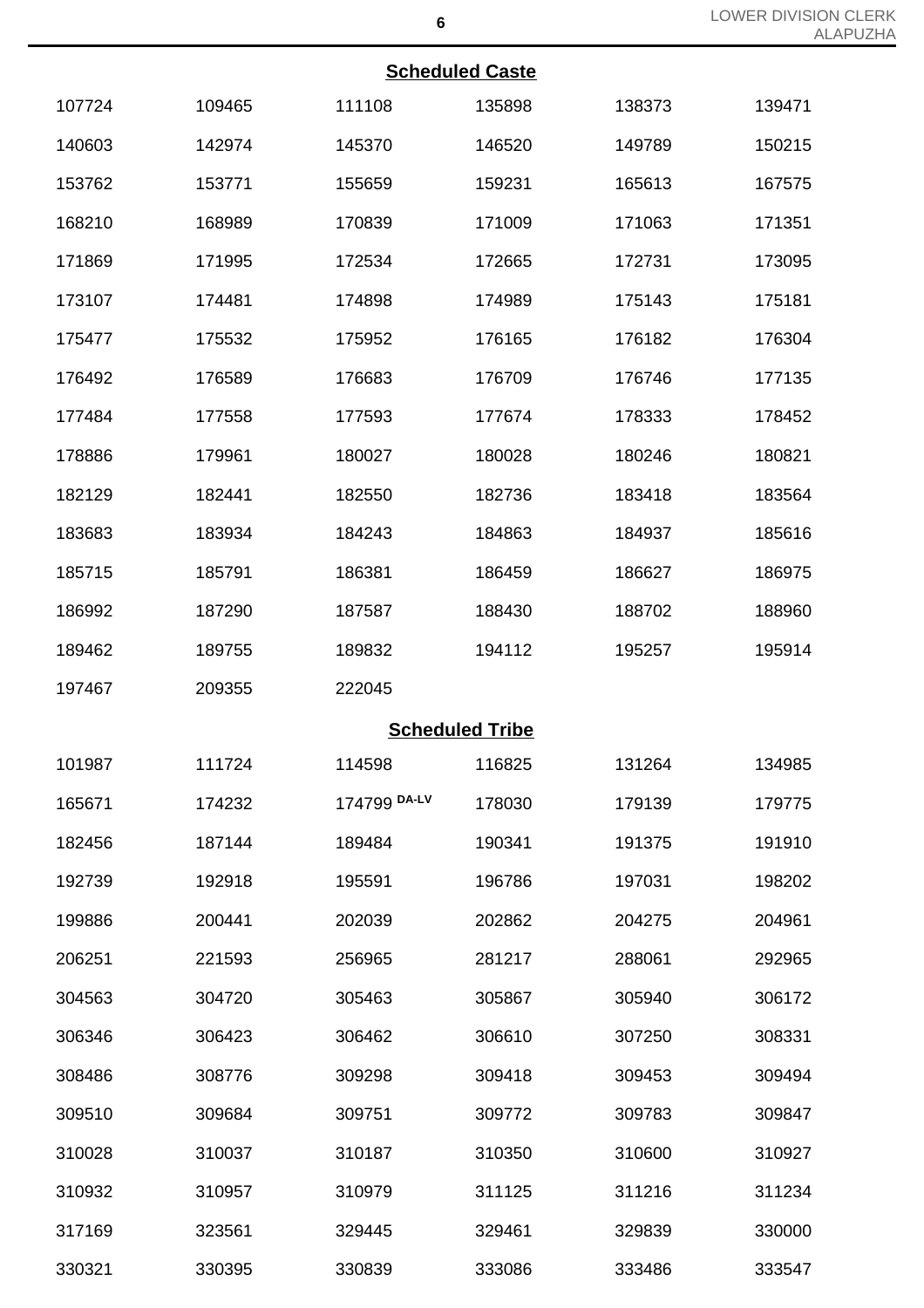## Scheduled Caste

| | | | | | |
|---|---|---|---|---|---|
| 107724 | 109465 | 111108 | 135898 | 138373 | 139471 |
| 140603 | 142974 | 145370 | 146520 | 149789 | 150215 |
| 153762 | 153771 | 155659 | 159231 | 165613 | 167575 |
| 168210 | 168989 | 170839 | 171009 | 171063 | 171351 |
| 171869 | 171995 | 172534 | 172665 | 172731 | 173095 |
| 173107 | 174481 | 174898 | 174989 | 175143 | 175181 |
| 175477 | 175532 | 175952 | 176165 | 176182 | 176304 |
| 176492 | 176589 | 176683 | 176709 | 176746 | 177135 |
| 177484 | 177558 | 177593 | 177674 | 178333 | 178452 |
| 178886 | 179961 | 180027 | 180028 | 180246 | 180821 |
| 182129 | 182441 | 182550 | 182736 | 183418 | 183564 |
| 183683 | 183934 | 184243 | 184863 | 184937 | 185616 |
| 185715 | 185791 | 186381 | 186459 | 186627 | 186975 |
| 186992 | 187290 | 187587 | 188430 | 188702 | 188960 |
| 189462 | 189755 | 189832 | 194112 | 195257 | 195914 |
| 197467 | 209355 | 222045 | | | |

## Scheduled Tribe

| | | | | | |
|---|---|---|---|---|---|
| 101987 | 111724 | 114598 | 116825 | 131264 | 134985 |
| 165671 | 174232 | 174799 DA-LV | 178030 | 179139 | 179775 |
| 182456 | 187144 | 189484 | 190341 | 191375 | 191910 |
| 192739 | 192918 | 195591 | 196786 | 197031 | 198202 |
| 199886 | 200441 | 202039 | 202862 | 204275 | 204961 |
| 206251 | 221593 | 256965 | 281217 | 288061 | 292965 |
| 304563 | 304720 | 305463 | 305867 | 305940 | 306172 |
| 306346 | 306423 | 306462 | 306610 | 307250 | 308331 |
| 308486 | 308776 | 309298 | 309418 | 309453 | 309494 |
| 309510 | 309684 | 309751 | 309772 | 309783 | 309847 |
| 310028 | 310037 | 310187 | 310350 | 310600 | 310927 |
| 310932 | 310957 | 310979 | 311125 | 311216 | 311234 |
| 317169 | 323561 | 329445 | 329461 | 329839 | 330000 |
| 330321 | 330395 | 330839 | 333086 | 333486 | 333547 |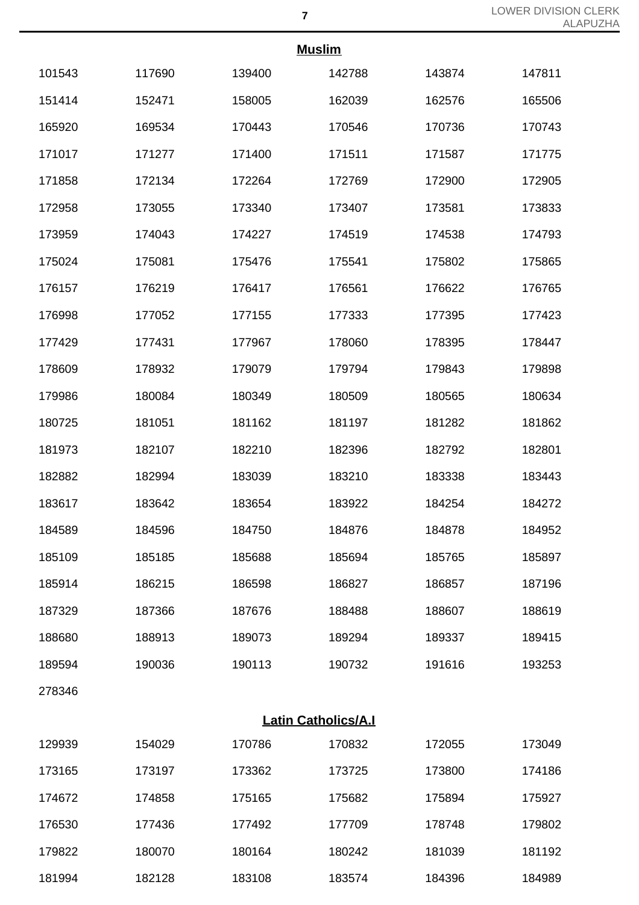**Muslim**

| | | | | | |
|---|---|---|---|---|---|
| 101543 | 117690 | 139400 | 142788 | 143874 | 147811 |
| 151414 | 152471 | 158005 | 162039 | 162576 | 165506 |
| 165920 | 169534 | 170443 | 170546 | 170736 | 170743 |
| 171017 | 171277 | 171400 | 171511 | 171587 | 171775 |
| 171858 | 172134 | 172264 | 172769 | 172900 | 172905 |
| 172958 | 173055 | 173340 | 173407 | 173581 | 173833 |
| 173959 | 174043 | 174227 | 174519 | 174538 | 174793 |
| 175024 | 175081 | 175476 | 175541 | 175802 | 175865 |
| 176157 | 176219 | 176417 | 176561 | 176622 | 176765 |
| 176998 | 177052 | 177155 | 177333 | 177395 | 177423 |
| 177429 | 177431 | 177967 | 178060 | 178395 | 178447 |
| 178609 | 178932 | 179079 | 179794 | 179843 | 179898 |
| 179986 | 180084 | 180349 | 180509 | 180565 | 180634 |
| 180725 | 181051 | 181162 | 181197 | 181282 | 181862 |
| 181973 | 182107 | 182210 | 182396 | 182792 | 182801 |
| 182882 | 182994 | 183039 | 183210 | 183338 | 183443 |
| 183617 | 183642 | 183654 | 183922 | 184254 | 184272 |
| 184589 | 184596 | 184750 | 184876 | 184878 | 184952 |
| 185109 | 185185 | 185688 | 185694 | 185765 | 185897 |
| 185914 | 186215 | 186598 | 186827 | 186857 | 187196 |
| 187329 | 187366 | 187676 | 188488 | 188607 | 188619 |
| 188680 | 188913 | 189073 | 189294 | 189337 | 189415 |
| 189594 | 190036 | 190113 | 190732 | 191616 | 193253 |
| 278346 | | | | | |

**Latin Catholics/A.I**

| | | | | | |
|---|---|---|---|---|---|
| 129939 | 154029 | 170786 | 170832 | 172055 | 173049 |
| 173165 | 173197 | 173362 | 173725 | 173800 | 174186 |
| 174672 | 174858 | 175165 | 175682 | 175894 | 175927 |
| 176530 | 177436 | 177492 | 177709 | 178748 | 179802 |
| 179822 | 180070 | 180164 | 180242 | 181039 | 181192 |
| 181994 | 182128 | 183108 | 183574 | 184396 | 184989 |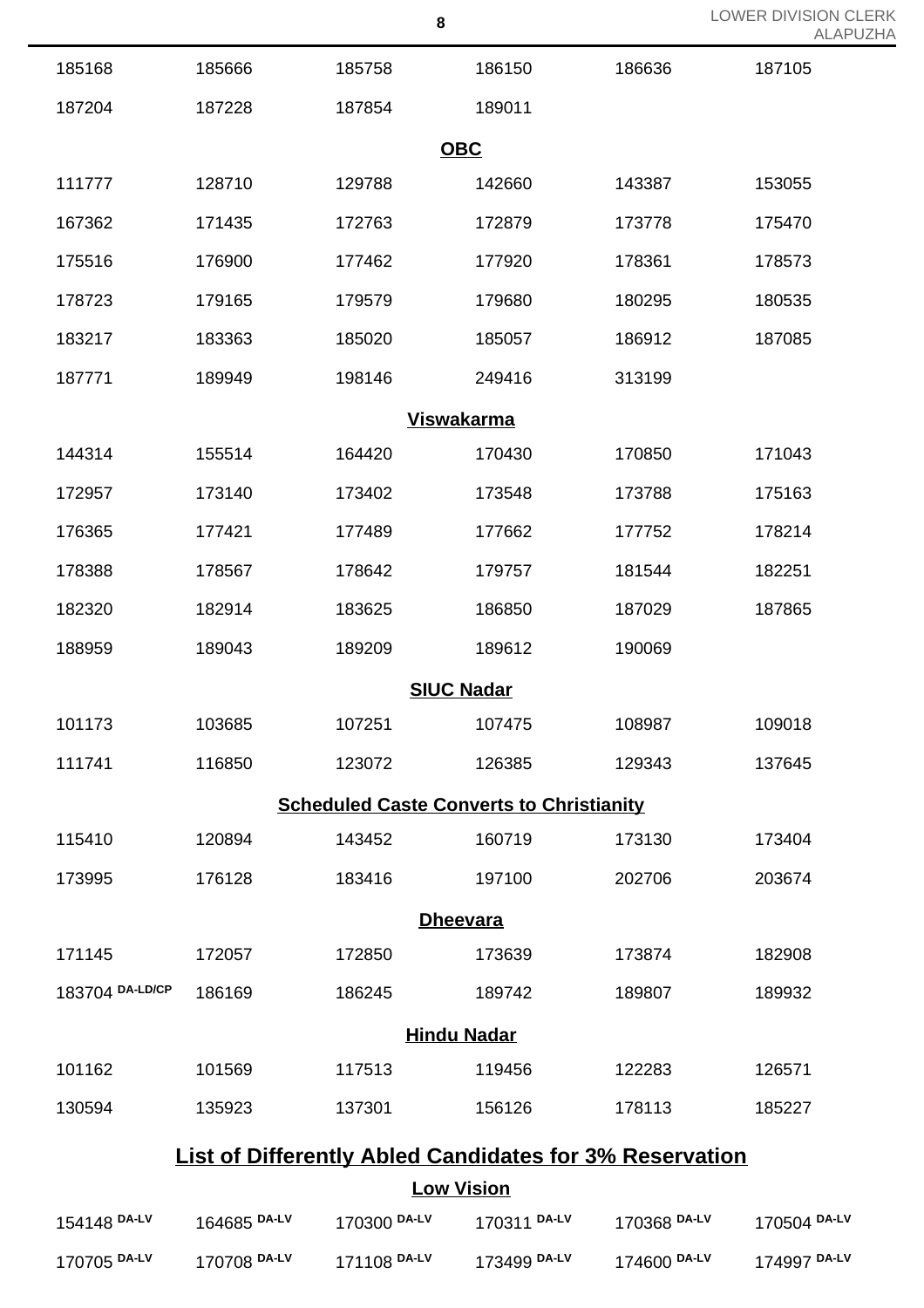| | | | | | |
|---|---|---|---|---|---|
| 185168 | 185666 | 185758 | 186150 | 186636 | 187105 |
| 187204 | 187228 | 187854 | 189011 | | |

**OBC**

| | | | | | |
|---|---|---|---|---|---|
| 111777 | 128710 | 129788 | 142660 | 143387 | 153055 |
| 167362 | 171435 | 172763 | 172879 | 173778 | 175470 |
| 175516 | 176900 | 177462 | 177920 | 178361 | 178573 |
| 178723 | 179165 | 179579 | 179680 | 180295 | 180535 |
| 183217 | 183363 | 185020 | 185057 | 186912 | 187085 |
| 187771 | 189949 | 198146 | 249416 | 313199 | |

**Viswakarma**

| | | | | | |
|---|---|---|---|---|---|
| 144314 | 155514 | 164420 | 170430 | 170850 | 171043 |
| 172957 | 173140 | 173402 | 173548 | 173788 | 175163 |
| 176365 | 177421 | 177489 | 177662 | 177752 | 178214 |
| 178388 | 178567 | 178642 | 179757 | 181544 | 182251 |
| 182320 | 182914 | 183625 | 186850 | 187029 | 187865 |
| 188959 | 189043 | 189209 | 189612 | 190069 | |

**SIUC Nadar**

| | | | | | |
|---|---|---|---|---|---|
| 101173 | 103685 | 107251 | 107475 | 108987 | 109018 |
| 111741 | 116850 | 123072 | 126385 | 129343 | 137645 |

**Scheduled Caste Converts to Christianity**

| | | | | | |
|---|---|---|---|---|---|
| 115410 | 120894 | 143452 | 160719 | 173130 | 173404 |
| 173995 | 176128 | 183416 | 197100 | 202706 | 203674 |

**Dheevara**

| | | | | | |
|---|---|---|---|---|---|
| 171145 | 172057 | 172850 | 173639 | 173874 | 182908 |
| 183704 DA-LD/CP | 186169 | 186245 | 189742 | 189807 | 189932 |

**Hindu Nadar**

| | | | | | |
|---|---|---|---|---|---|
| 101162 | 101569 | 117513 | 119456 | 122283 | 126571 |
| 130594 | 135923 | 137301 | 156126 | 178113 | 185227 |

## List of Differently Abled Candidates for 3% Reservation

**Low Vision**

| | | | | | |
|---|---|---|---|---|---|
| 154148 DA-LV | 164685 DA-LV | 170300 DA-LV | 170311 DA-LV | 170368 DA-LV | 170504 DA-LV |
| 170705 DA-LV | 170708 DA-LV | 171108 DA-LV | 173499 DA-LV | 174600 DA-LV | 174997 DA-LV |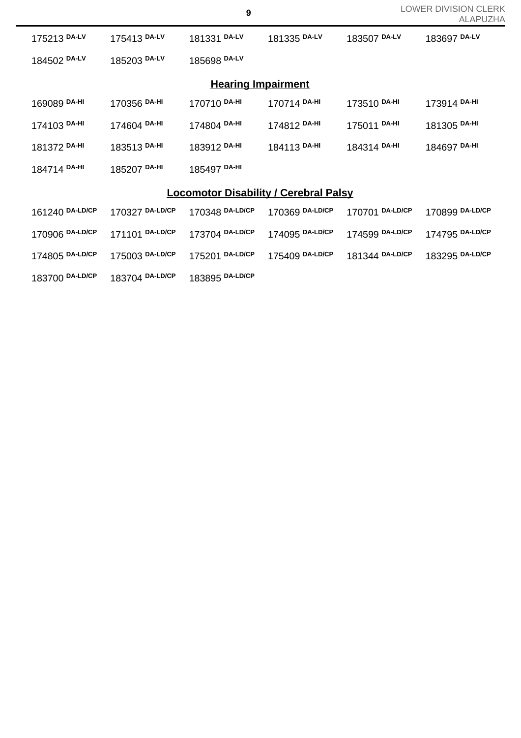175213 DA-LV 175413 DA-LV 181331 DA-LV 181335 DA-LV 183507 DA-LV 183697 DA-LV

184502 DA-LV 185203 DA-LV 185698 DA-LV

## Hearing Impairment

169089 DA-HI 170356 DA-HI 170710 DA-HI 170714 DA-HI 173510 DA-HI 173914 DA-HI

174103 DA-HI 174604 DA-HI 174804 DA-HI 174812 DA-HI 175011 DA-HI 181305 DA-HI

181372 DA-HI 183513 DA-HI 183912 DA-HI 184113 DA-HI 184314 DA-HI 184697 DA-HI

184714 DA-HI 185207 DA-HI 185497 DA-HI

## Locomotor Disability / Cerebral Palsy

161240 DA-LD/CP 170327 DA-LD/CP 170348 DA-LD/CP 170369 DA-LD/CP 170701 DA-LD/CP 170899 DA-LD/CP

170906 DA-LD/CP 171101 DA-LD/CP 173704 DA-LD/CP 174095 DA-LD/CP 174599 DA-LD/CP 174795 DA-LD/CP

174805 DA-LD/CP 175003 DA-LD/CP 175201 DA-LD/CP 175409 DA-LD/CP 181344 DA-LD/CP 183295 DA-LD/CP

183700 DA-LD/CP 183704 DA-LD/CP 183895 DA-LD/CP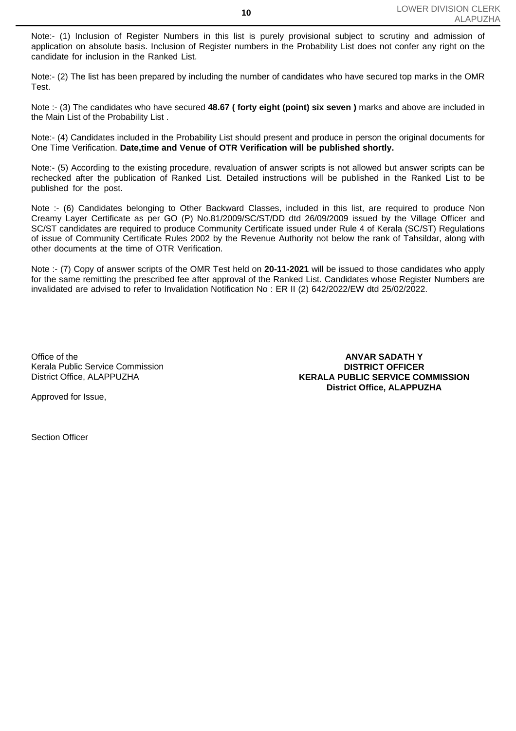Note:- (1) Inclusion of Register Numbers in this list is purely provisional subject to scrutiny and admission of application on absolute basis. Inclusion of Register numbers in the Probability List does not confer any right on the candidate for inclusion in the Ranked List.

Note:- (2) The list has been prepared by including the number of candidates who have secured top marks in the OMR Test.

Note :- (3) The candidates who have secured **48.67 ( forty eight (point) six seven )** marks and above are included in the Main List of the Probability List .

Note:- (4) Candidates included in the Probability List should present and produce in person the original documents for One Time Verification. **Date,time and Venue of OTR Verification will be published shortly.**

Note:- (5) According to the existing procedure, revaluation of answer scripts is not allowed but answer scripts can be rechecked after the publication of Ranked List. Detailed instructions will be published in the Ranked List to be published for the post.

Note :- (6) Candidates belonging to Other Backward Classes, included in this list, are required to produce Non Creamy Layer Certificate as per GO (P) No.81/2009/SC/ST/DD dtd 26/09/2009 issued by the Village Officer and SC/ST candidates are required to produce Community Certificate issued under Rule 4 of Kerala (SC/ST) Regulations of issue of Community Certificate Rules 2002 by the Revenue Authority not below the rank of Tahsildar, along with other documents at the time of OTR Verification.

Note :- (7) Copy of answer scripts of the OMR Test held on **20-11-2021** will be issued to those candidates who apply for the same remitting the prescribed fee after approval of the Ranked List. Candidates whose Register Numbers are invalidated are advised to refer to Invalidation Notification No : ER II (2) 642/2022/EW dtd 25/02/2022.

Office of the
Kerala Public Service Commission
District Office, ALAPPUZHA

**ANVAR SADATH Y**
**DISTRICT OFFICER**
**KERALA PUBLIC SERVICE COMMISSION**
**District Office, ALAPPUZHA**

Approved for Issue,

Section Officer